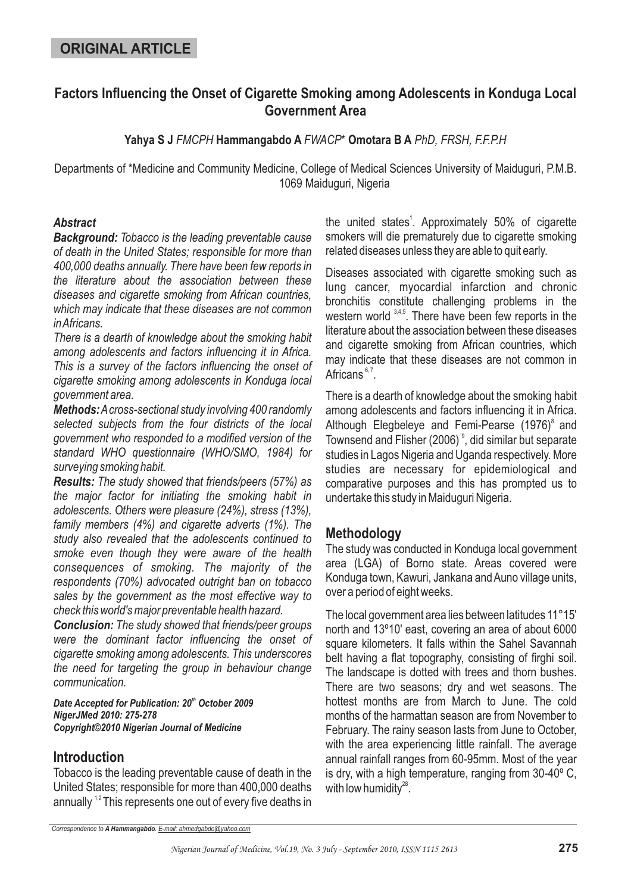**ORIGINAL ARTICLE**

# Factors Influencing the Onset of Cigarette Smoking among Adolescents in Konduga Local Government Area

**Yahya S J** *FMCPH* **Hammangabdo A** *FWACP*\* **Omotara B A** *PhD, FRSH, F.F.P.H*

Departments of \*Medicine and Community Medicine, College of Medical Sciences University of Maiduguri, P.M.B. 1069 Maiduguri, Nigeria

### *Abstract*

***Background:*** *Tobacco is the leading preventable cause of death in the United States; responsible for more than 400,000 deaths annually. There have been few reports in the literature about the association between these diseases and cigarette smoking from African countries, which may indicate that these diseases are not common in Africans.*

*There is a dearth of knowledge about the smoking habit among adolescents and factors influencing it in Africa. This is a survey of the factors influencing the onset of cigarette smoking among adolescents in Konduga local government area.*

***Methods:*** *A cross-sectional study involving 400 randomly selected subjects from the four districts of the local government who responded to a modified version of the standard WHO questionnaire (WHO/SMO, 1984) for surveying smoking habit.*

***Results:*** *The study showed that friends/peers (57%) as the major factor for initiating the smoking habit in adolescents. Others were pleasure (24%), stress (13%), family members (4%) and cigarette adverts (1%). The study also revealed that the adolescents continued to smoke even though they were aware of the health consequences of smoking. The majority of the respondents (70%) advocated outright ban on tobacco sales by the government as the most effective way to check this world's major preventable health hazard.*

***Conclusion:*** *The study showed that friends/peer groups were the dominant factor influencing the onset of cigarette smoking among adolescents. This underscores the need for targeting the group in behaviour change communication.*

***Date Accepted for Publication: 20th October 2009***
***NigerJMed 2010: 275-278***
***Copyright©2010 Nigerian Journal of Medicine***

## Introduction

Tobacco is the leading preventable cause of death in the United States; responsible for more than 400,000 deaths annually [1,2] This represents one out of every five deaths in the united states[1]. Approximately 50% of cigarette smokers will die prematurely due to cigarette smoking related diseases unless they are able to quit early.

Diseases associated with cigarette smoking such as lung cancer, myocardial infarction and chronic bronchitis constitute challenging problems in the western world [3,4,5]. There have been few reports in the literature about the association between these diseases and cigarette smoking from African countries, which may indicate that these diseases are not common in Africans [6,7].

There is a dearth of knowledge about the smoking habit among adolescents and factors influencing it in Africa. Although Elegbeleye and Femi-Pearse (1976)[8] and Townsend and Flisher (2006) [9], did similar but separate studies in Lagos Nigeria and Uganda respectively. More studies are necessary for epidemiological and comparative purposes and this has prompted us to undertake this study in Maiduguri Nigeria.

## Methodology

The study was conducted in Konduga local government area (LGA) of Borno state. Areas covered were Konduga town, Kawuri, Jankana and Auno village units, over a period of eight weeks.

The local government area lies between latitudes 11°15' north and 13º10' east, covering an area of about 6000 square kilometers. It falls within the Sahel Savannah belt having a flat topography, consisting of firghi soil. The landscape is dotted with trees and thorn bushes. There are two seasons; dry and wet seasons. The hottest months are from March to June. The cold months of the harmattan season are from November to February. The rainy season lasts from June to October, with the area experiencing little rainfall. The average annual rainfall ranges from 60-95mm. Most of the year is dry, with a high temperature, ranging from 30-40º C, with low humidity[28].

*Correspondence to **A Hammangabdo**. E-mail: ahmedgabdo@yahoo.com*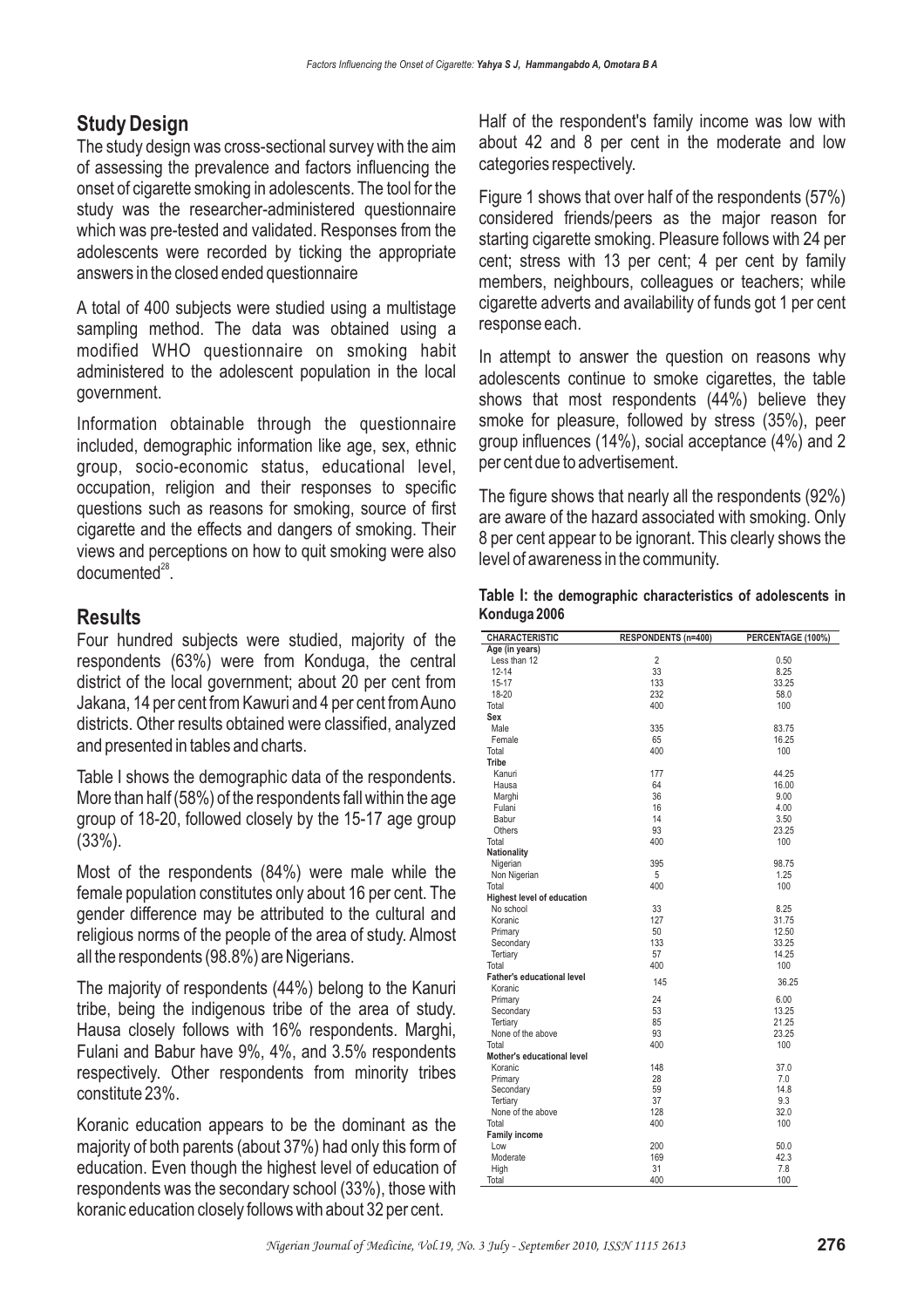## Study Design

The study design was cross-sectional survey with the aim of assessing the prevalence and factors influencing the onset of cigarette smoking in adolescents. The tool for the study was the researcher-administered questionnaire which was pre-tested and validated. Responses from the adolescents were recorded by ticking the appropriate answers in the closed ended questionnaire

A total of 400 subjects were studied using a multistage sampling method. The data was obtained using a modified WHO questionnaire on smoking habit administered to the adolescent population in the local government.

Information obtainable through the questionnaire included, demographic information like age, sex, ethnic group, socio-economic status, educational level, occupation, religion and their responses to specific questions such as reasons for smoking, source of first cigarette and the effects and dangers of smoking. Their views and perceptions on how to quit smoking were also documented[28].

## Results

Four hundred subjects were studied, majority of the respondents (63%) were from Konduga, the central district of the local government; about 20 per cent from Jakana, 14 per cent from Kawuri and 4 per cent from Auno districts. Other results obtained were classified, analyzed and presented in tables and charts.

Table I shows the demographic data of the respondents. More than half (58%) of the respondents fall within the age group of 18-20, followed closely by the 15-17 age group (33%).

Most of the respondents (84%) were male while the female population constitutes only about 16 per cent. The gender difference may be attributed to the cultural and religious norms of the people of the area of study. Almost all the respondents (98.8%) are Nigerians.

The majority of respondents (44%) belong to the Kanuri tribe, being the indigenous tribe of the area of study. Hausa closely follows with 16% respondents. Marghi, Fulani and Babur have 9%, 4%, and 3.5% respondents respectively. Other respondents from minority tribes constitute 23%.

Koranic education appears to be the dominant as the majority of both parents (about 37%) had only this form of education. Even though the highest level of education of respondents was the secondary school (33%), those with koranic education closely follows with about 32 per cent.

Half of the respondent's family income was low with about 42 and 8 per cent in the moderate and low categories respectively.

Figure 1 shows that over half of the respondents (57%) considered friends/peers as the major reason for starting cigarette smoking. Pleasure follows with 24 per cent; stress with 13 per cent; 4 per cent by family members, neighbours, colleagues or teachers; while cigarette adverts and availability of funds got 1 per cent response each.

In attempt to answer the question on reasons why adolescents continue to smoke cigarettes, the table shows that most respondents (44%) believe they smoke for pleasure, followed by stress (35%), peer group influences (14%), social acceptance (4%) and 2 per cent due to advertisement.

The figure shows that nearly all the respondents (92%) are aware of the hazard associated with smoking. Only 8 per cent appear to be ignorant. This clearly shows the level of awareness in the community.

**Table I: the demographic characteristics of adolescents in Konduga 2006**

| CHARACTERISTIC | RESPONDENTS (n=400) | PERCENTAGE (100%) |
|---|---|---|
| **Age (in years)** | | |
| Less than 12 | 2 | 0.50 |
| 12-14 | 33 | 8.25 |
| 15-17 | 133 | 33.25 |
| 18-20 | 232 | 58.0 |
| Total | 400 | 100 |
| **Sex** | | |
| Male | 335 | 83.75 |
| Female | 65 | 16.25 |
| Total | 400 | 100 |
| **Tribe** | | |
| Kanuri | 177 | 44.25 |
| Hausa | 64 | 16.00 |
| Marghi | 36 | 9.00 |
| Fulani | 16 | 4.00 |
| Babur | 14 | 3.50 |
| Others | 93 | 23.25 |
| Total | 400 | 100 |
| **Nationality** | | |
| Nigerian | 395 | 98.75 |
| Non Nigerian | 5 | 1.25 |
| Total | 400 | 100 |
| **Highest level of education** | | |
| No school | 33 | 8.25 |
| Koranic | 127 | 31.75 |
| Primary | 50 | 12.50 |
| Secondary | 133 | 33.25 |
| Tertiary | 57 | 14.25 |
| Total | 400 | 100 |
| **Father's educational level** | | |
| Koranic | 145 | 36.25 |
| Primary | 24 | 6.00 |
| Secondary | 53 | 13.25 |
| Tertiary | 85 | 21.25 |
| None of the above | 93 | 23.25 |
| Total | 400 | 100 |
| **Mother's educational level** | | |
| Koranic | 148 | 37.0 |
| Primary | 28 | 7.0 |
| Secondary | 59 | 14.8 |
| Tertiary | 37 | 9.3 |
| None of the above | 128 | 32.0 |
| Total | 400 | 100 |
| **Family income** | | |
| Low | 200 | 50.0 |
| Moderate | 169 | 42.3 |
| High | 31 | 7.8 |
| Total | 400 | 100 |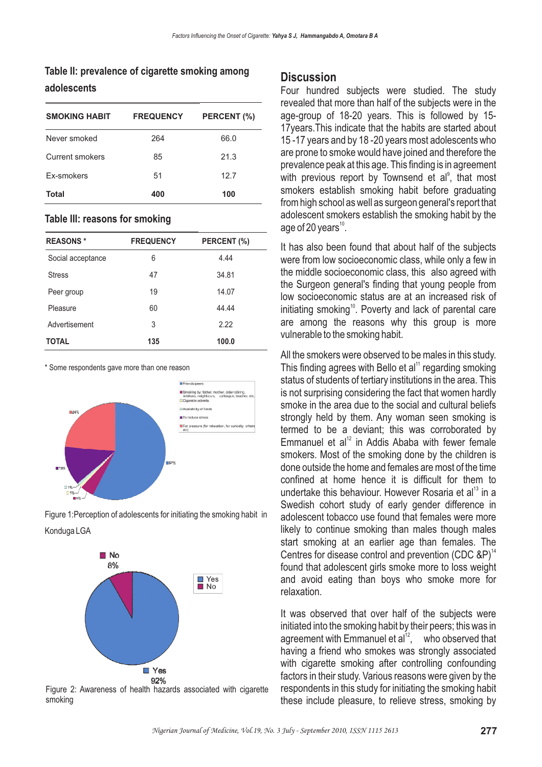**Table II: prevalence of cigarette smoking among adolescents**

| SMOKING HABIT | FREQUENCY | PERCENT (%) |
|---|---|---|
| Never smoked | 264 | 66.0 |
| Current smokers | 85 | 21.3 |
| Ex-smokers | 51 | 12.7 |
| **Total** | **400** | **100** |

**Table III: reasons for smoking**

| REASONS * | FREQUENCY | PERCENT (%) |
|---|---|---|
| Social acceptance | 6 | 4.44 |
| Stress | 47 | 34.81 |
| Peer group | 19 | 14.07 |
| Pleasure | 60 | 44.44 |
| Advertisement | 3 | 2.22 |
| **TOTAL** | **135** | **100.0** |

\* Some respondents gave more than one reason

Figure 1:Perception of adolescents for initiating the smoking habit in Konduga LGA

Figure 2: Awareness of health hazards associated with cigarette smoking

## Discussion

Four hundred subjects were studied. The study revealed that more than half of the subjects were in the age-group of 18-20 years. This is followed by 15-17years.This indicate that the habits are started about 15 -17 years and by 18 -20 years most adolescents who are prone to smoke would have joined and therefore the prevalence peak at this age. This finding is in agreement with previous report by Townsend et al[9], that most smokers establish smoking habit before graduating from high school as well as surgeon general's report that adolescent smokers establish the smoking habit by the age of 20 years[10].

It has also been found that about half of the subjects were from low socioeconomic class, while only a few in the middle socioeconomic class, this also agreed with the Surgeon general's finding that young people from low socioeconomic status are at an increased risk of initiating smoking[10]. Poverty and lack of parental care are among the reasons why this group is more vulnerable to the smoking habit.

All the smokers were observed to be males in this study. This finding agrees with Bello et al[11] regarding smoking status of students of tertiary institutions in the area. This is not surprising considering the fact that women hardly smoke in the area due to the social and cultural beliefs strongly held by them. Any woman seen smoking is termed to be a deviant; this was corroborated by Emmanuel et al[12] in Addis Ababa with fewer female smokers. Most of the smoking done by the children is done outside the home and females are most of the time confined at home hence it is difficult for them to undertake this behaviour. However Rosaria et al[13] in a Swedish cohort study of early gender difference in adolescent tobacco use found that females were more likely to continue smoking than males though males start smoking at an earlier age than females. The Centres for disease control and prevention (CDC &P)[14] found that adolescent girls smoke more to loss weight and avoid eating than boys who smoke more for relaxation.

It was observed that over half of the subjects were initiated into the smoking habit by their peers; this was in agreement with Emmanuel et al[12], who observed that having a friend who smokes was strongly associated with cigarette smoking after controlling confounding factors in their study. Various reasons were given by the respondents in this study for initiating the smoking habit these include pleasure, to relieve stress, smoking by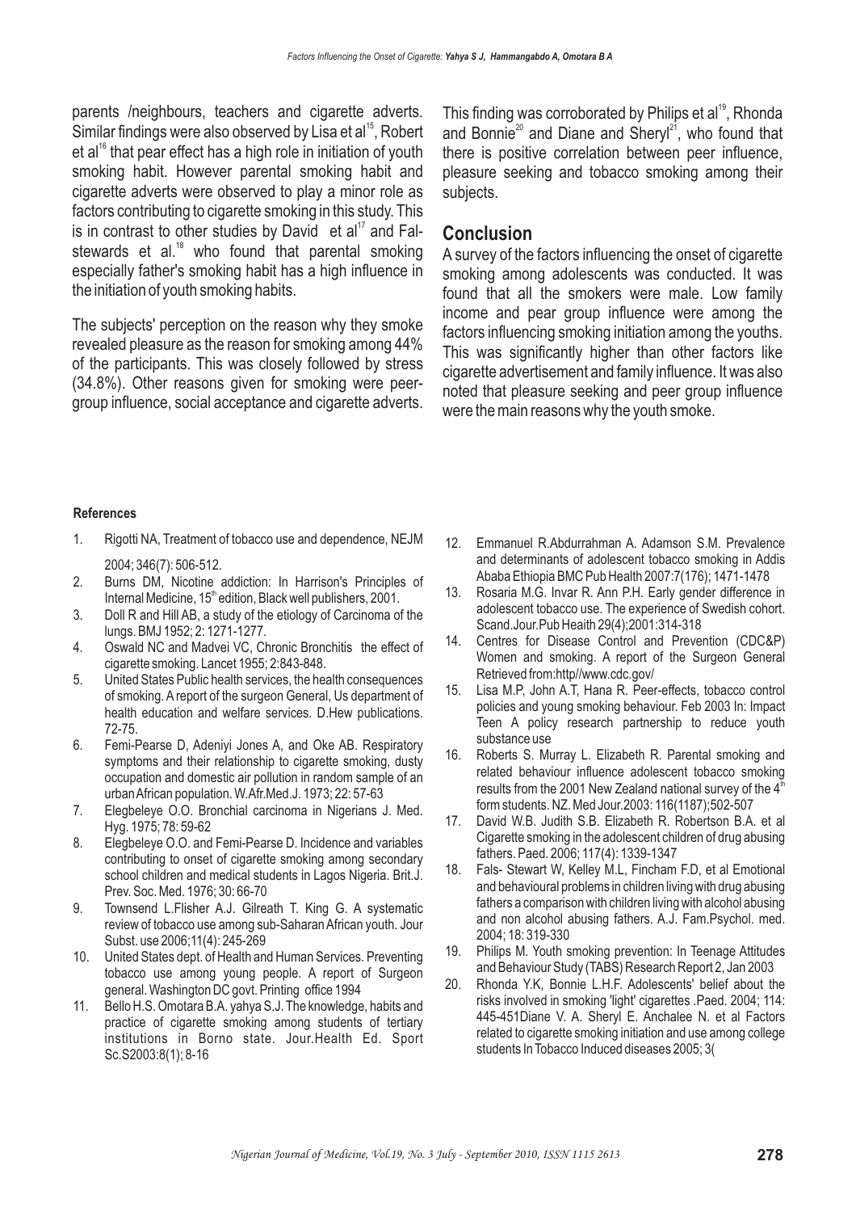parents /neighbours, teachers and cigarette adverts. Similar findings were also observed by Lisa et al[15], Robert et al[16] that pear effect has a high role in initiation of youth smoking habit. However parental smoking habit and cigarette adverts were observed to play a minor role as factors contributing to cigarette smoking in this study. This is in contrast to other studies by David et al[17] and Fal-stewards et al.[18] who found that parental smoking especially father's smoking habit has a high influence in the initiation of youth smoking habits.

The subjects' perception on the reason why they smoke revealed pleasure as the reason for smoking among 44% of the participants. This was closely followed by stress (34.8%). Other reasons given for smoking were peer-group influence, social acceptance and cigarette adverts. This finding was corroborated by Philips et al[19], Rhonda and Bonnie[20] and Diane and Sheryl[21], who found that there is positive correlation between peer influence, pleasure seeking and tobacco smoking among their subjects.

## Conclusion

A survey of the factors influencing the onset of cigarette smoking among adolescents was conducted. It was found that all the smokers were male. Low family income and pear group influence were among the factors influencing smoking initiation among the youths. This was significantly higher than other factors like cigarette advertisement and family influence. It was also noted that pleasure seeking and peer group influence were the main reasons why the youth smoke.

### References

1. Rigotti NA, Treatment of tobacco use and dependence, NEJM 2004; 346(7): 506-512.
2. Burns DM, Nicotine addiction: In Harrison's Principles of Internal Medicine, 15th edition, Black well publishers, 2001.
3. Doll R and Hill AB, a study of the etiology of Carcinoma of the lungs. BMJ 1952; 2: 1271-1277.
4. Oswald NC and Madvei VC, Chronic Bronchitis the effect of cigarette smoking. Lancet 1955; 2:843-848.
5. United States Public health services, the health consequences of smoking. A report of the surgeon General, Us department of health education and welfare services. D.Hew publications. 72-75.
6. Femi-Pearse D, Adeniyi Jones A, and Oke AB. Respiratory symptoms and their relationship to cigarette smoking, dusty occupation and domestic air pollution in random sample of an urban African population. W.Afr.Med.J. 1973; 22: 57-63
7. Elegbeleye O.O. Bronchial carcinoma in Nigerians J. Med. Hyg. 1975; 78: 59-62
8. Elegbeleye O.O. and Femi-Pearse D. Incidence and variables contributing to onset of cigarette smoking among secondary school children and medical students in Lagos Nigeria. Brit.J. Prev. Soc. Med. 1976; 30: 66-70
9. Townsend L.Flisher A.J. Gilreath T. King G. A systematic review of tobacco use among sub-Saharan African youth. Jour Subst. use 2006;11(4): 245-269
10. United States dept. of Health and Human Services. Preventing tobacco use among young people. A report of Surgeon general. Washington DC govt. Printing office 1994
11. Bello H.S. Omotara B.A. yahya S.J. The knowledge, habits and practice of cigarette smoking among students of tertiary institutions in Borno state. Jour.Health Ed. Sport Sc.S2003:8(1); 8-16
12. Emmanuel R.Abdurrahman A. Adamson S.M. Prevalence and determinants of adolescent tobacco smoking in Addis Ababa Ethiopia BMC Pub Health 2007:7(176); 1471-1478
13. Rosaria M.G. Invar R. Ann P.H. Early gender difference in adolescent tobacco use. The experience of Swedish cohort. Scand.Jour.Pub Heaith 29(4);2001:314-318
14. Centres for Disease Control and Prevention (CDC&P) Women and smoking. A report of the Surgeon General Retrieved from:http//www.cdc.gov/
15. Lisa M.P, John A.T, Hana R. Peer-effects, tobacco control policies and young smoking behaviour. Feb 2003 In: Impact Teen A policy research partnership to reduce youth substance use
16. Roberts S. Murray L. Elizabeth R. Parental smoking and related behaviour influence adolescent tobacco smoking results from the 2001 New Zealand national survey of the 4th form students. NZ. Med Jour.2003: 116(1187);502-507
17. David W.B. Judith S.B. Elizabeth R. Robertson B.A. et al Cigarette smoking in the adolescent children of drug abusing fathers. Paed. 2006; 117(4): 1339-1347
18. Fals- Stewart W, Kelley M.L, Fincham F.D, et al Emotional and behavioural problems in children living with drug abusing fathers a comparison with children living with alcohol abusing and non alcohol abusing fathers. A.J. Fam.Psychol. med. 2004; 18: 319-330
19. Philips M. Youth smoking prevention: In Teenage Attitudes and Behaviour Study (TABS) Research Report 2, Jan 2003
20. Rhonda Y.K, Bonnie L.H.F. Adolescents' belief about the risks involved in smoking 'light' cigarettes .Paed. 2004; 114: 445-451Diane V. A. Sheryl E. Anchalee N. et al Factors related to cigarette smoking initiation and use among college students In Tobacco Induced diseases 2005; 3(